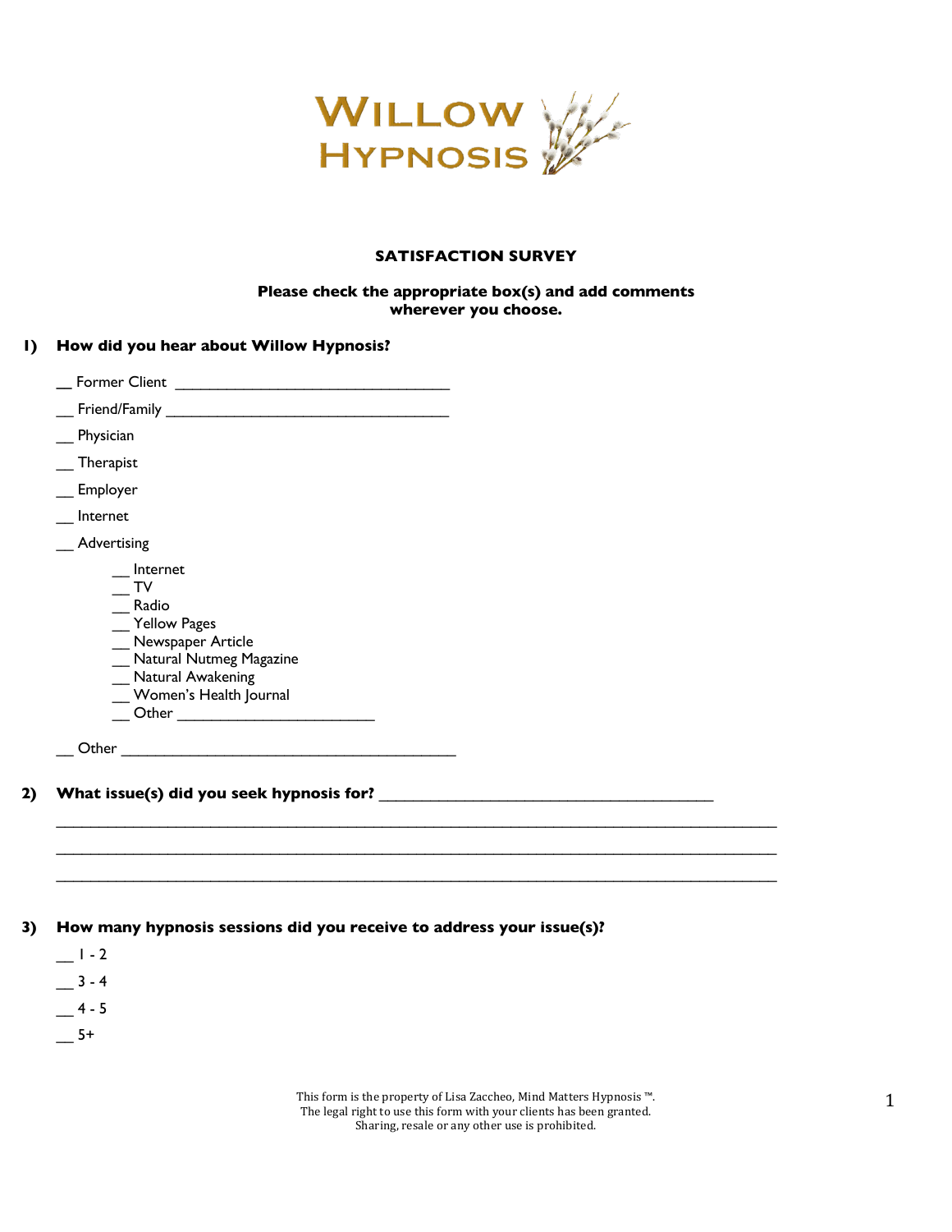# WILLOW HYPNOSIS

## SATISFACTION SURVEY

**Please check the appropriate box(s) and add comments wherever you choose.**

**1) How did you hear about Willow Hypnosis?**

__ Former Client ______________________________

__ Friend/Family ______________________________

__ Physician

__ Therapist

__ Employer

__ Internet

__ Advertising

- __ Internet
- __ TV
- __ Radio
- __ Yellow Pages
- __ Newspaper Article
- __ Natural Nutmeg Magazine
- __ Natural Awakening
- __ Women's Health Journal
- __ Other ______________________

__ Other ______________________________________

**2) What issue(s) did you seek hypnosis for?** ______________________________________

________________________________________________________________________________

________________________________________________________________________________

________________________________________________________________________________

**3) How many hypnosis sessions did you receive to address your issue(s)?**

__ 1 - 2

__ 3 - 4

__ 4 - 5

__ 5+

This form is the property of Lisa Zaccheo, Mind Matters Hypnosis ™.
The legal right to use this form with your clients has been granted.
Sharing, resale or any other use is prohibited.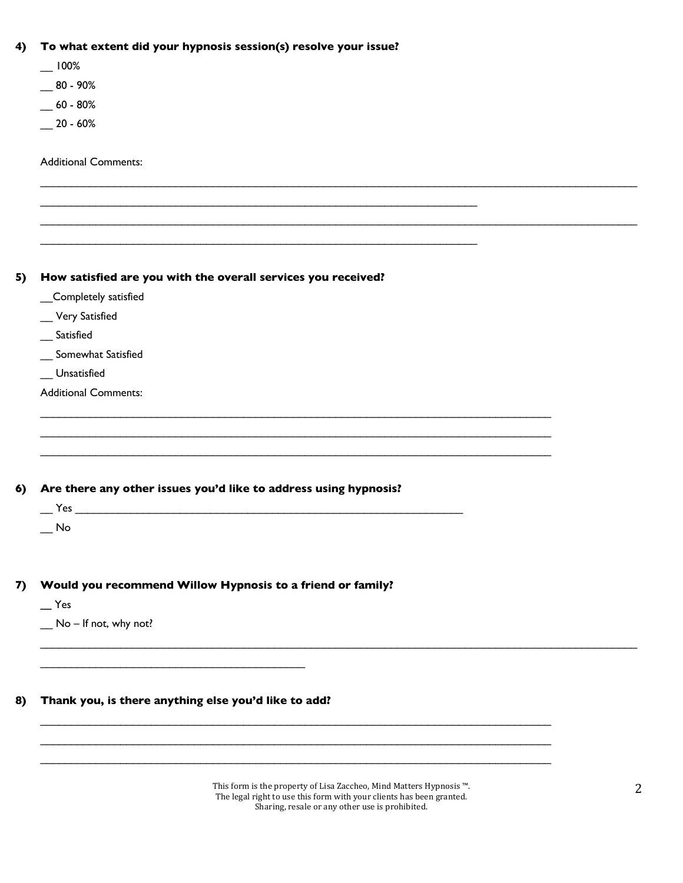**4) To what extent did your hypnosis session(s) resolve your issue?**

__ 100%

__ 80 - 90%

__ 60 - 80%

__ 20 - 60%

Additional Comments:

_______________________________________________________________________________________________

_____________________________________________________________________

_______________________________________________________________________________________________

_____________________________________________________________________

**5) How satisfied are you with the overall services you received?**

__Completely satisfied

__ Very Satisfied

__ Satisfied

__ Somewhat Satisfied

__ Unsatisfied

Additional Comments:

_________________________________________________________________________________

_________________________________________________________________________________

_________________________________________________________________________________

**6) Are there any other issues you'd like to address using hypnosis?**

__ Yes _____________________________________________________________

__ No

**7) Would you recommend Willow Hypnosis to a friend or family?**

__ Yes

__ No – If not, why not?

_______________________________________________________________________________________________

__________________________________________

**8) Thank you, is there anything else you'd like to add?**

_________________________________________________________________________________

_________________________________________________________________________________

_________________________________________________________________________________

This form is the property of Lisa Zaccheo, Mind Matters Hypnosis ™.
The legal right to use this form with your clients has been granted.
Sharing, resale or any other use is prohibited.